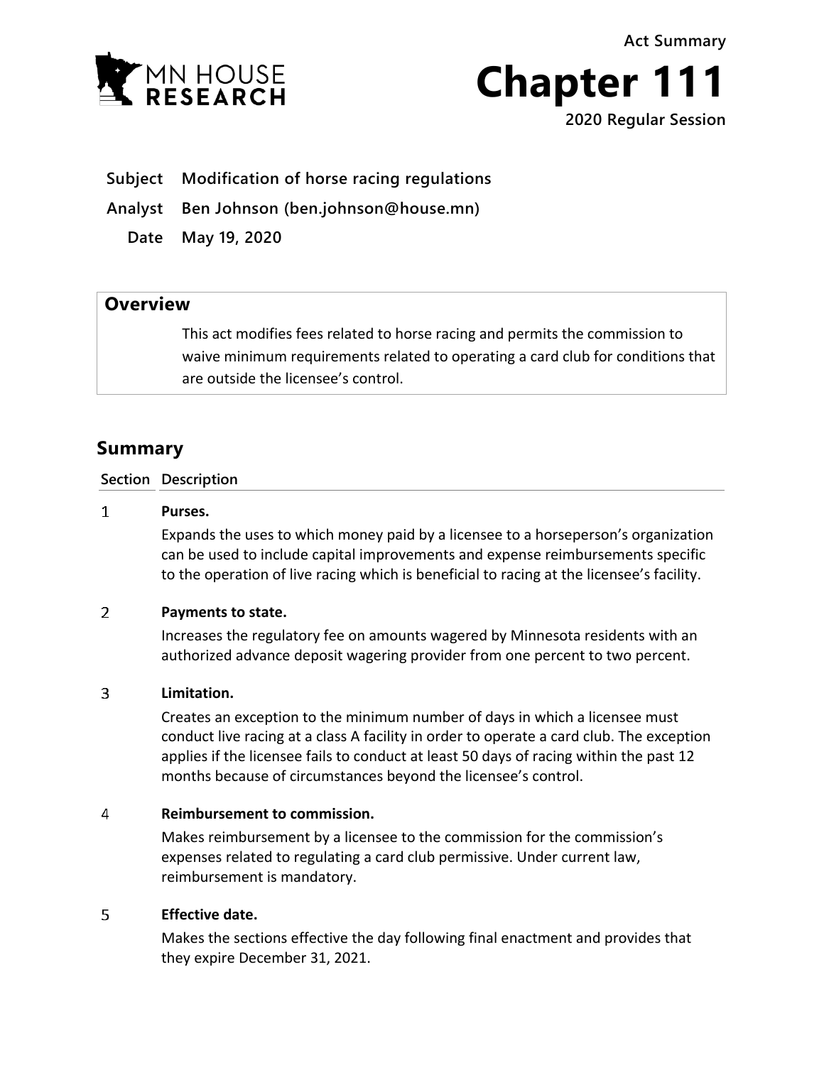MN HOUSE RESEARCH

Act Summary

# Chapter 111

2020 Regular Session

**Subject** Modification of horse racing regulations

**Analyst** Ben Johnson (ben.johnson@house.mn)

**Date** May 19, 2020

## Overview

This act modifies fees related to horse racing and permits the commission to waive minimum requirements related to operating a card club for conditions that are outside the licensee's control.

## Summary

| Section | Description |
|---|---|
| 1 | **Purses.**<br>Expands the uses to which money paid by a licensee to a horseperson's organization can be used to include capital improvements and expense reimbursements specific to the operation of live racing which is beneficial to racing at the licensee's facility. |
| 2 | **Payments to state.**<br>Increases the regulatory fee on amounts wagered by Minnesota residents with an authorized advance deposit wagering provider from one percent to two percent. |
| 3 | **Limitation.**<br>Creates an exception to the minimum number of days in which a licensee must conduct live racing at a class A facility in order to operate a card club. The exception applies if the licensee fails to conduct at least 50 days of racing within the past 12 months because of circumstances beyond the licensee's control. |
| 4 | **Reimbursement to commission.**<br>Makes reimbursement by a licensee to the commission for the commission's expenses related to regulating a card club permissive. Under current law, reimbursement is mandatory. |
| 5 | **Effective date.**<br>Makes the sections effective the day following final enactment and provides that they expire December 31, 2021. |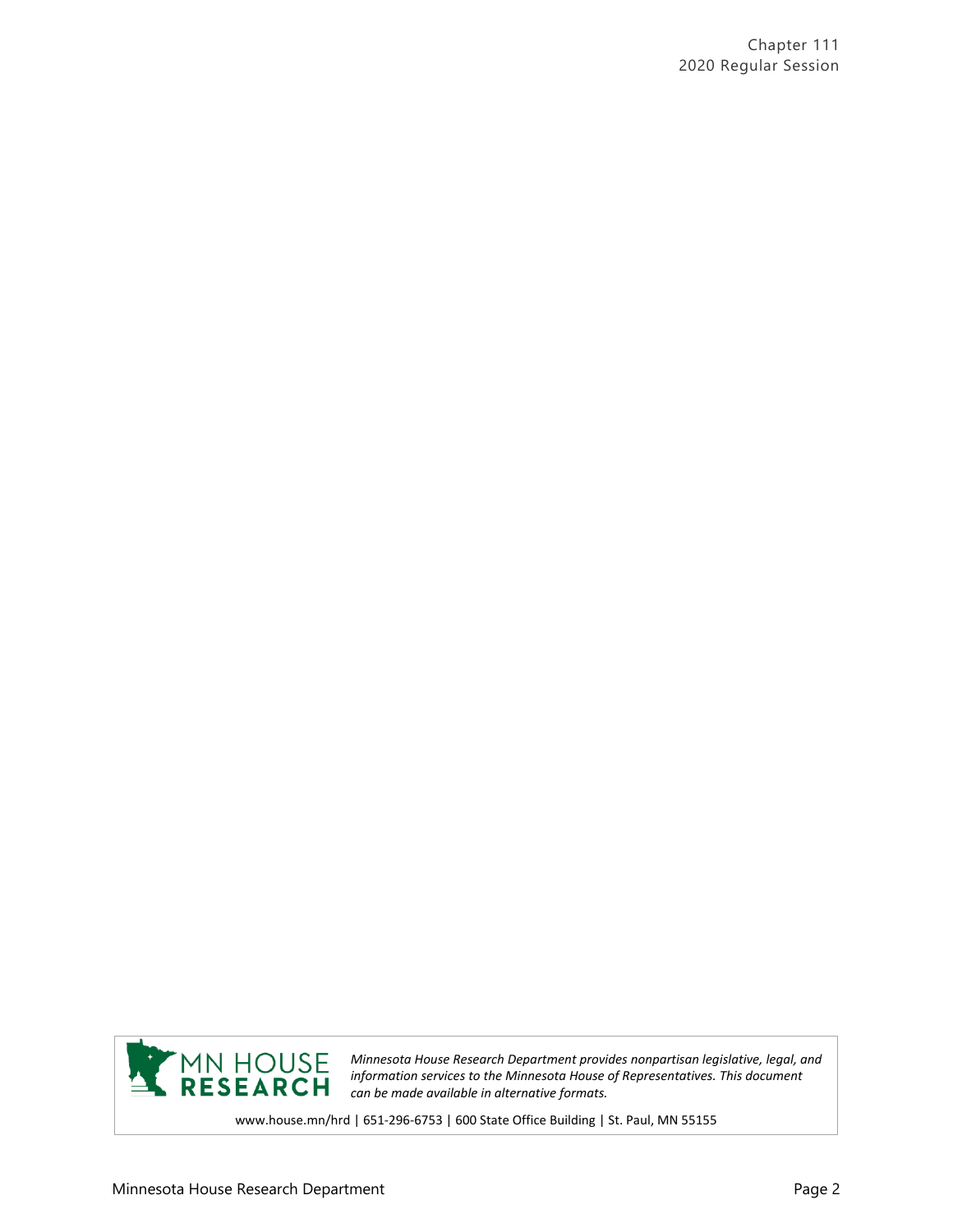Minnesota House Research Department provides nonpartisan legislative, legal, and information services to the Minnesota House of Representatives. This document can be made available in alternative formats.

www.house.mn/hrd | 651-296-6753 | 600 State Office Building | St. Paul, MN 55155